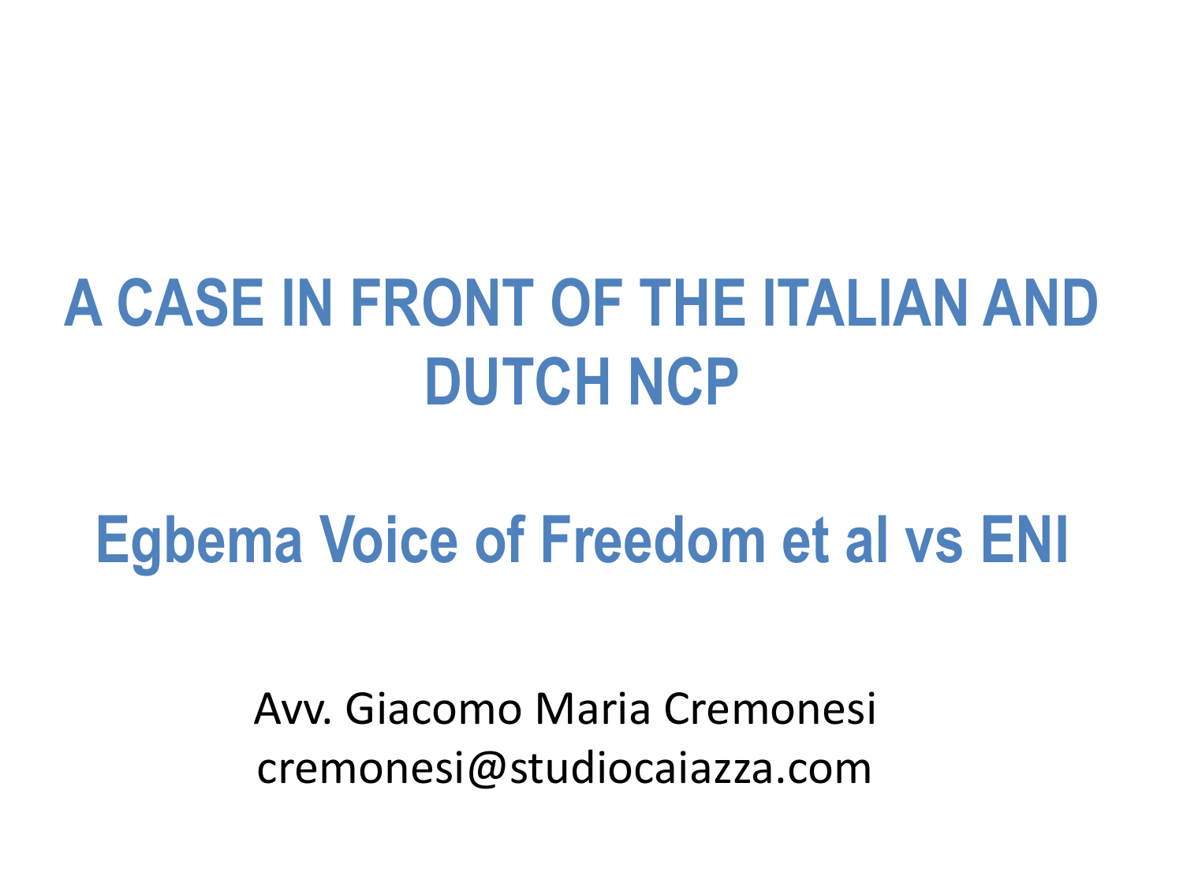# A CASE IN FRONT OF THE ITALIAN AND DUTCH NCP

## Egbema Voice of Freedom et al vs ENI

Avv. Giacomo Maria Cremonesi
cremonesi@studiocaiazza.com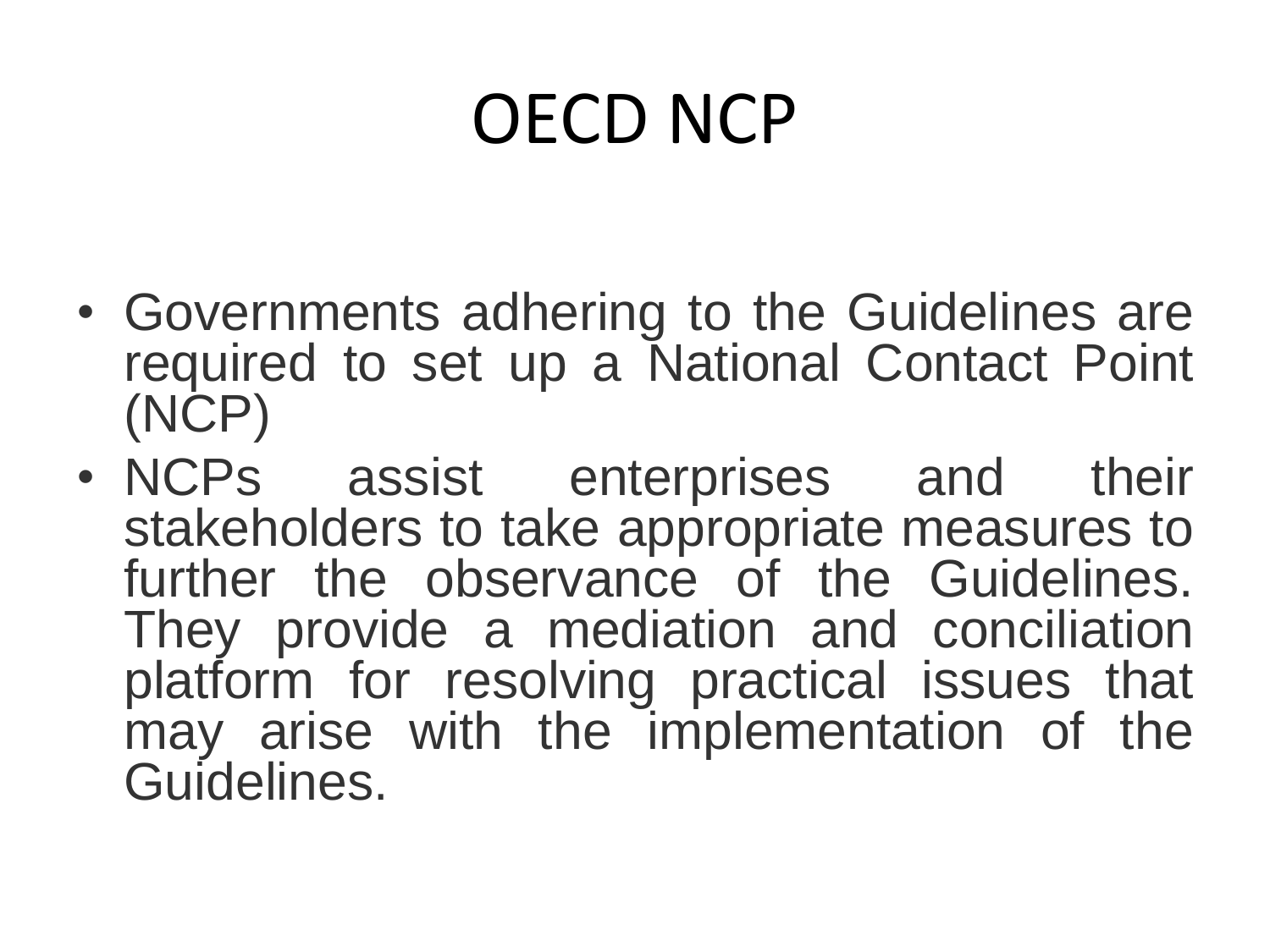# OECD NCP

- Governments adhering to the Guidelines are required to set up a National Contact Point (NCP)
- NCPs assist enterprises and their stakeholders to take appropriate measures to further the observance of the Guidelines. They provide a mediation and conciliation platform for resolving practical issues that may arise with the implementation of the Guidelines.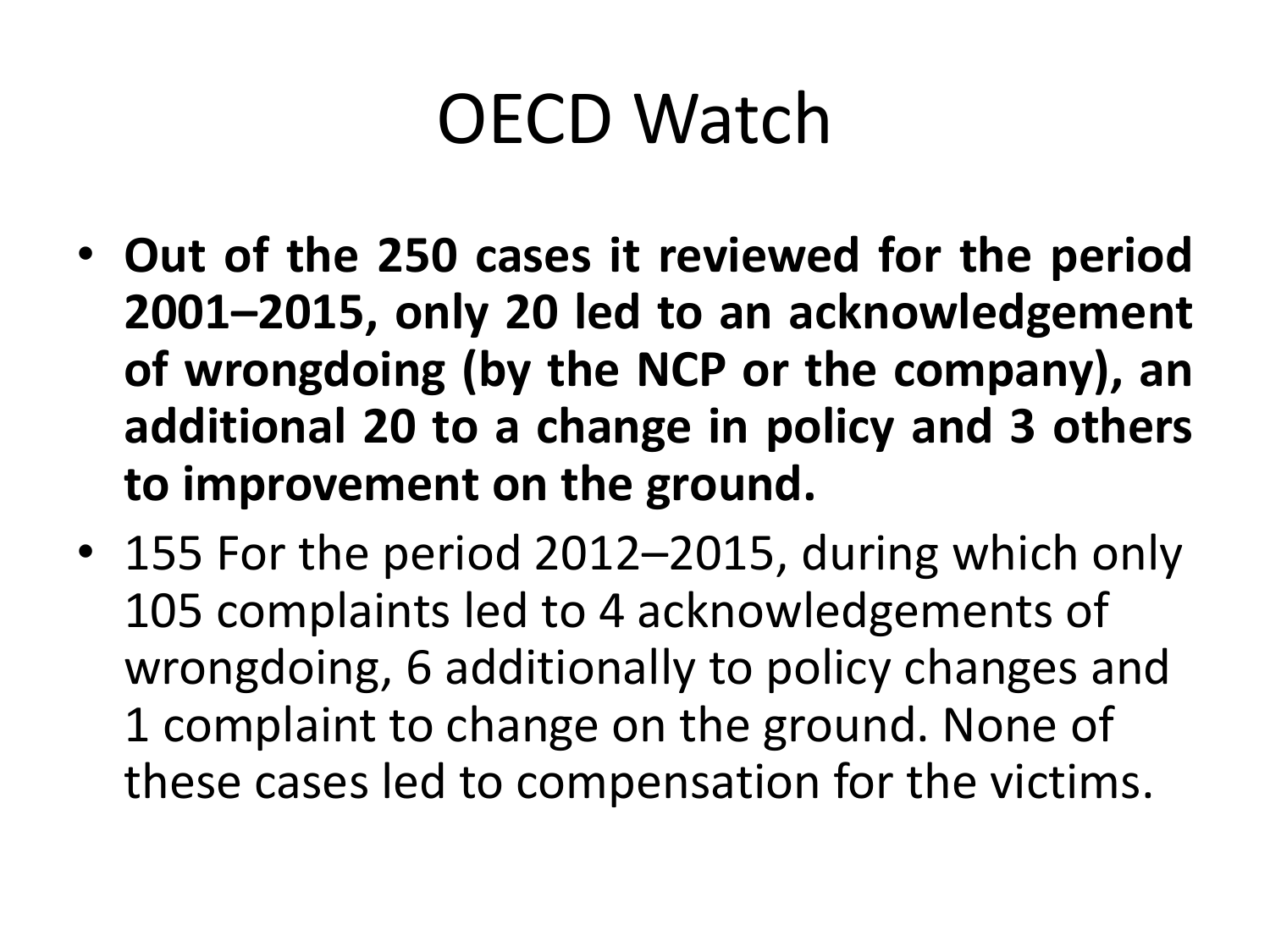# OECD Watch

- **Out of the 250 cases it reviewed for the period 2001–2015, only 20 led to an acknowledgement of wrongdoing (by the NCP or the company), an additional 20 to a change in policy and 3 others to improvement on the ground.**
- 155 For the period 2012–2015, during which only 105 complaints led to 4 acknowledgements of wrongdoing, 6 additionally to policy changes and 1 complaint to change on the ground. None of these cases led to compensation for the victims.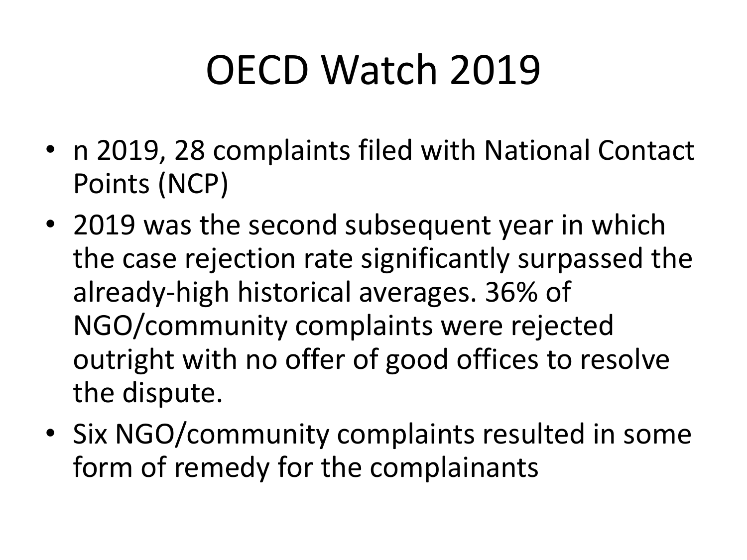# OECD Watch 2019

- n 2019, 28 complaints filed with National Contact Points (NCP)
- 2019 was the second subsequent year in which the case rejection rate significantly surpassed the already-high historical averages. 36% of NGO/community complaints were rejected outright with no offer of good offices to resolve the dispute.
- Six NGO/community complaints resulted in some form of remedy for the complainants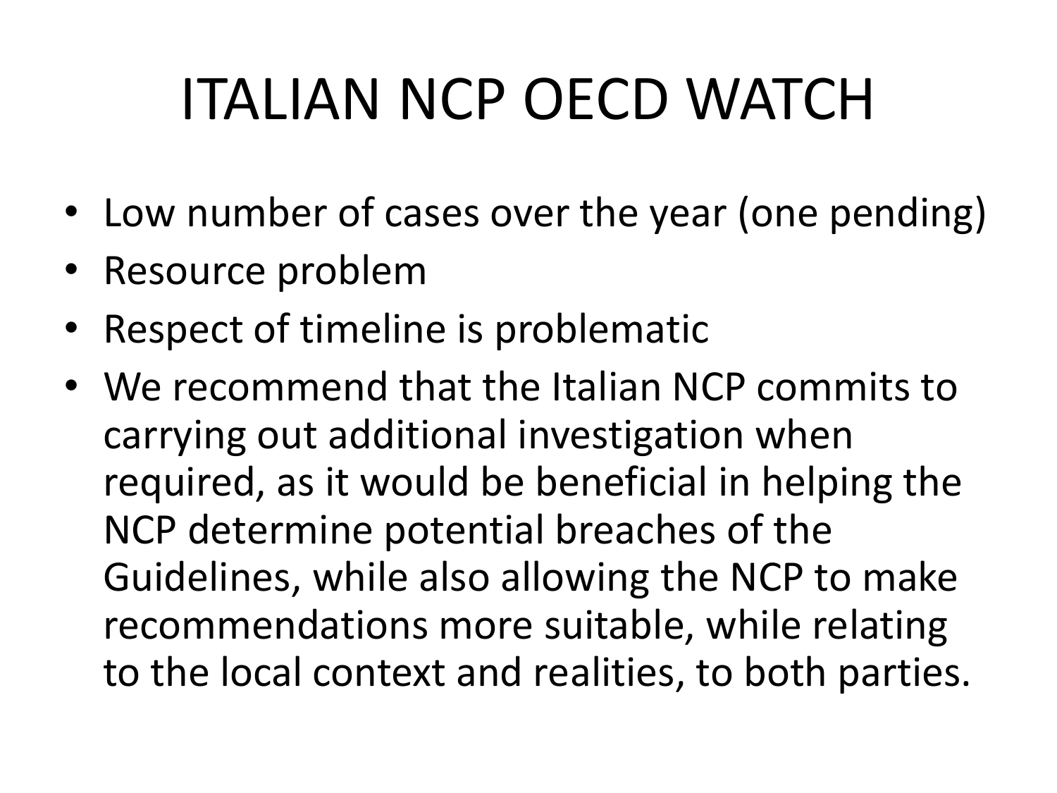# ITALIAN NCP OECD WATCH

- Low number of cases over the year (one pending)
- Resource problem
- Respect of timeline is problematic
- We recommend that the Italian NCP commits to carrying out additional investigation when required, as it would be beneficial in helping the NCP determine potential breaches of the Guidelines, while also allowing the NCP to make recommendations more suitable, while relating to the local context and realities, to both parties.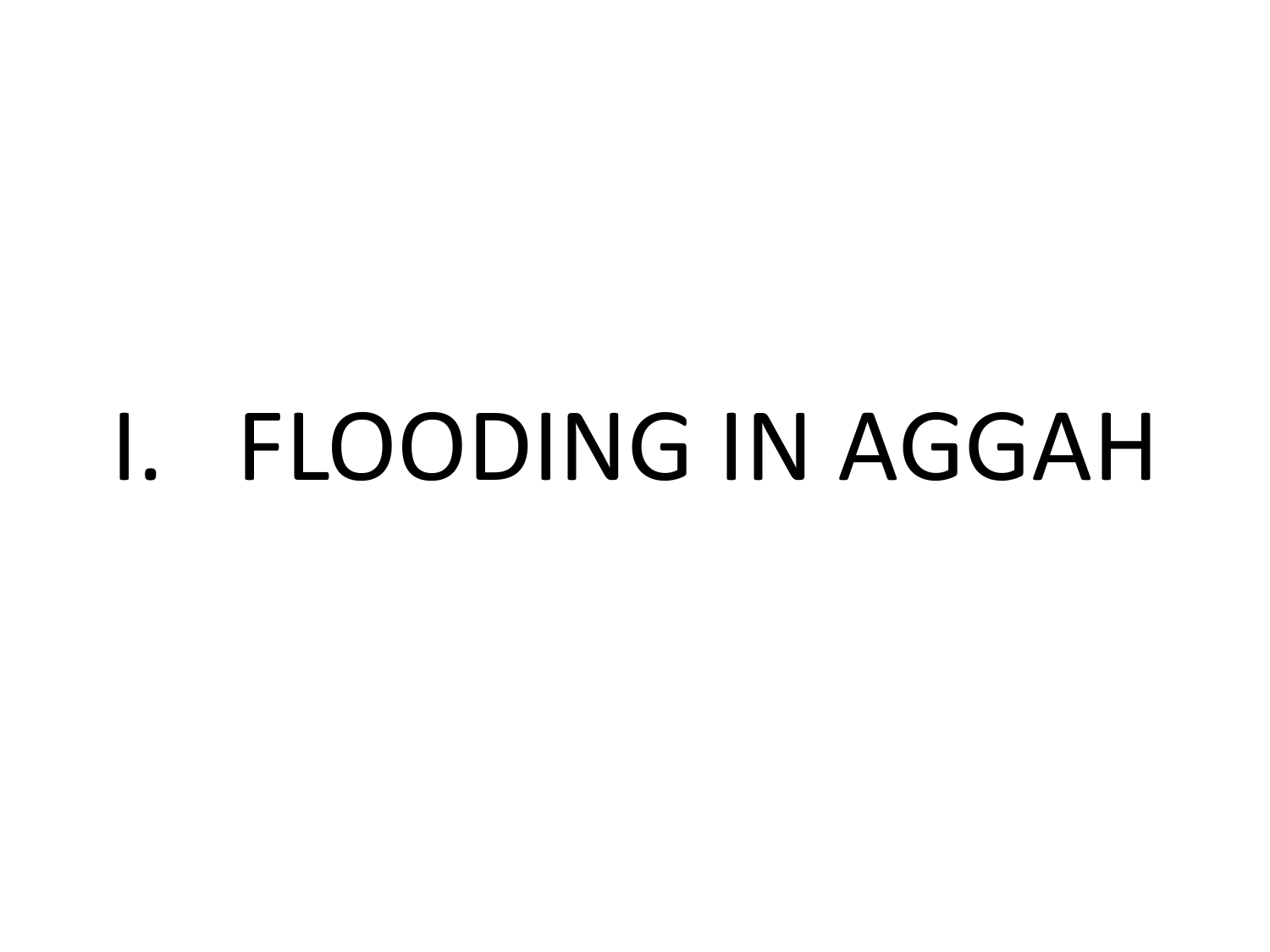# I. FLOODING IN AGGAH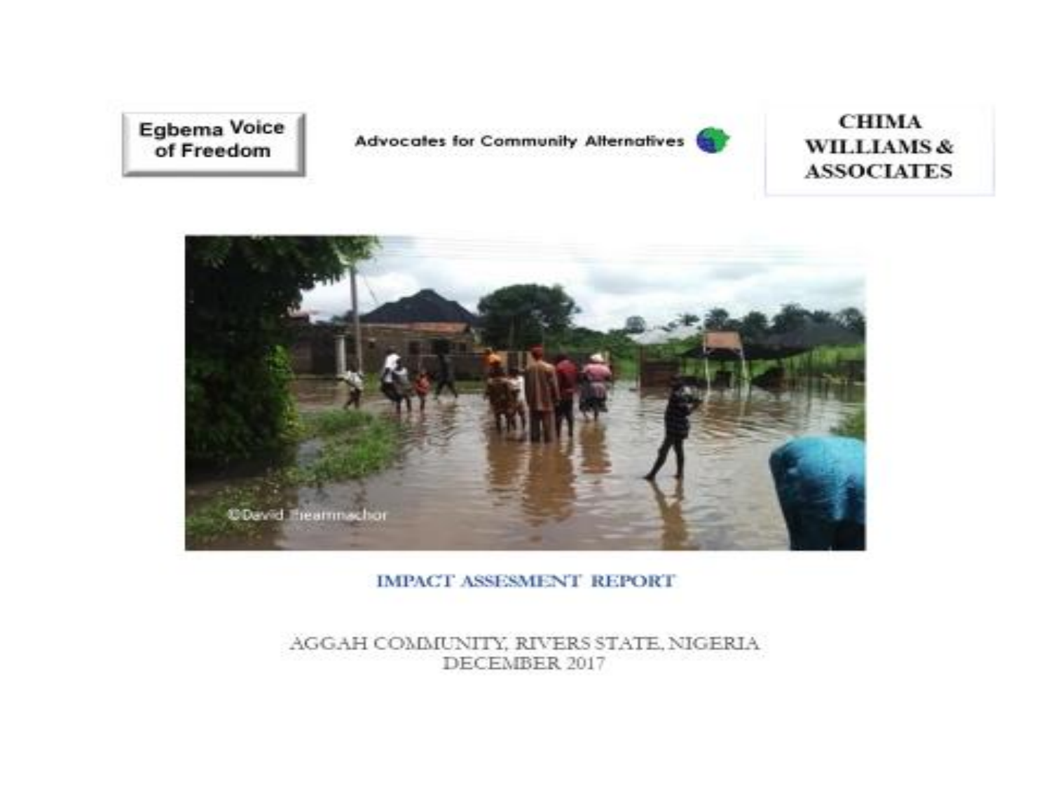Egbema Voice of Freedom

Advocates for Community Alternatives

CHIMA WILLIAMS & ASSOCIATES

©David Fheannachor

IMPACT ASSESMENT REPORT

AGGAH COMMUNITY, RIVERS STATE, NIGERIA
DECEMBER 2017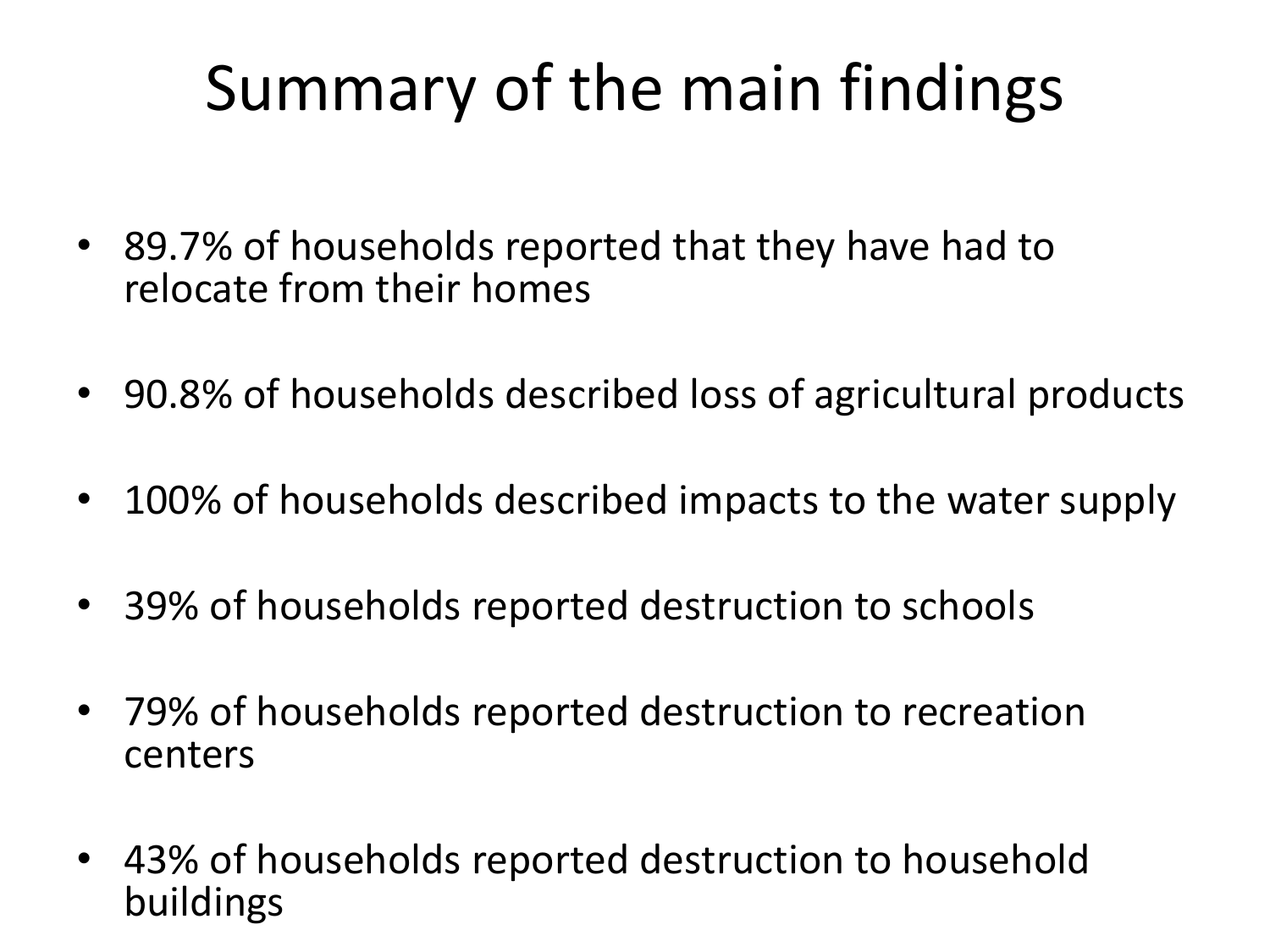# Summary of the main findings

- 89.7% of households reported that they have had to relocate from their homes
- 90.8% of households described loss of agricultural products
- 100% of households described impacts to the water supply
- 39% of households reported destruction to schools
- 79% of households reported destruction to recreation centers
- 43% of households reported destruction to household buildings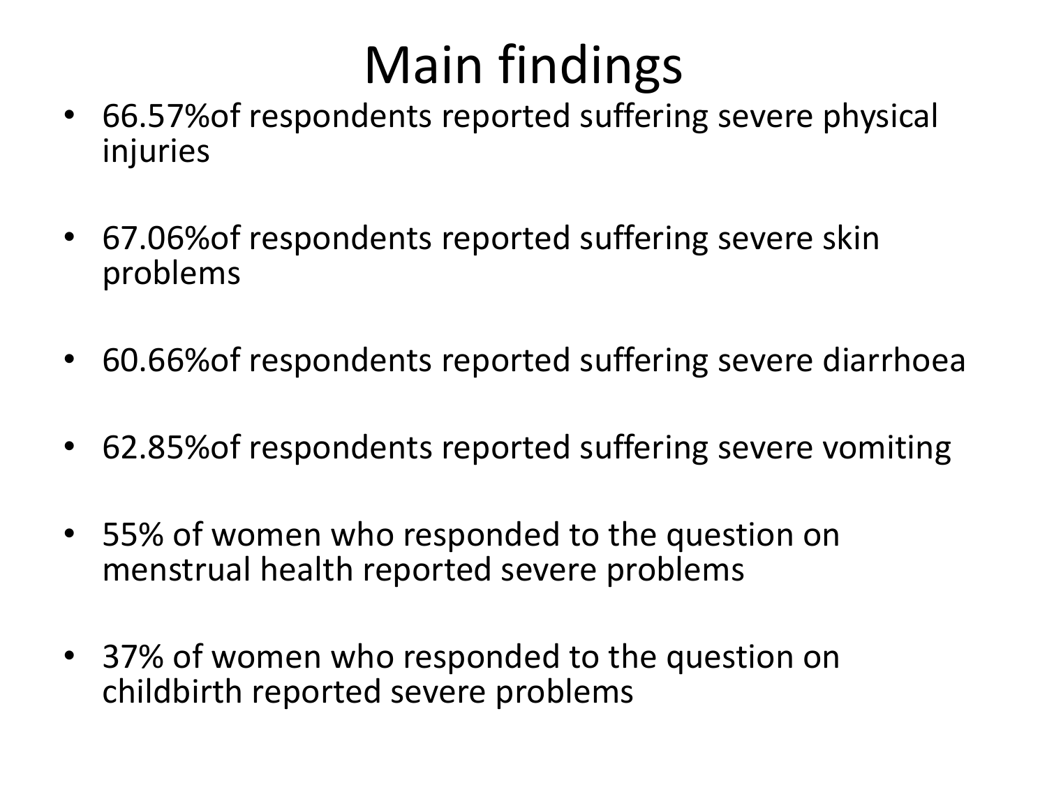# Main findings

- 66.57%of respondents reported suffering severe physical injuries
- 67.06%of respondents reported suffering severe skin problems
- 60.66%of respondents reported suffering severe diarrhoea
- 62.85%of respondents reported suffering severe vomiting
- 55% of women who responded to the question on menstrual health reported severe problems
- 37% of women who responded to the question on childbirth reported severe problems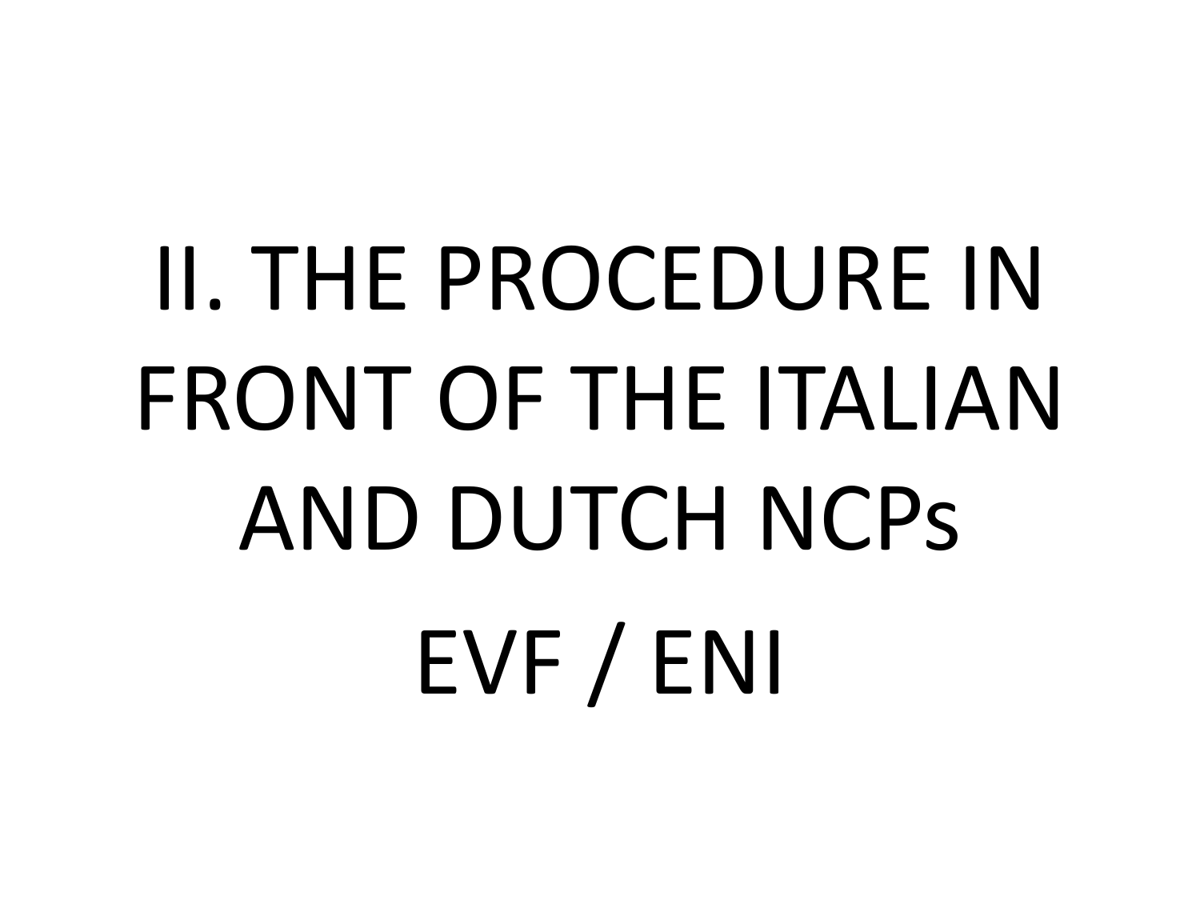# II. THE PROCEDURE IN FRONT OF THE ITALIAN AND DUTCH NCPs

EVF / ENI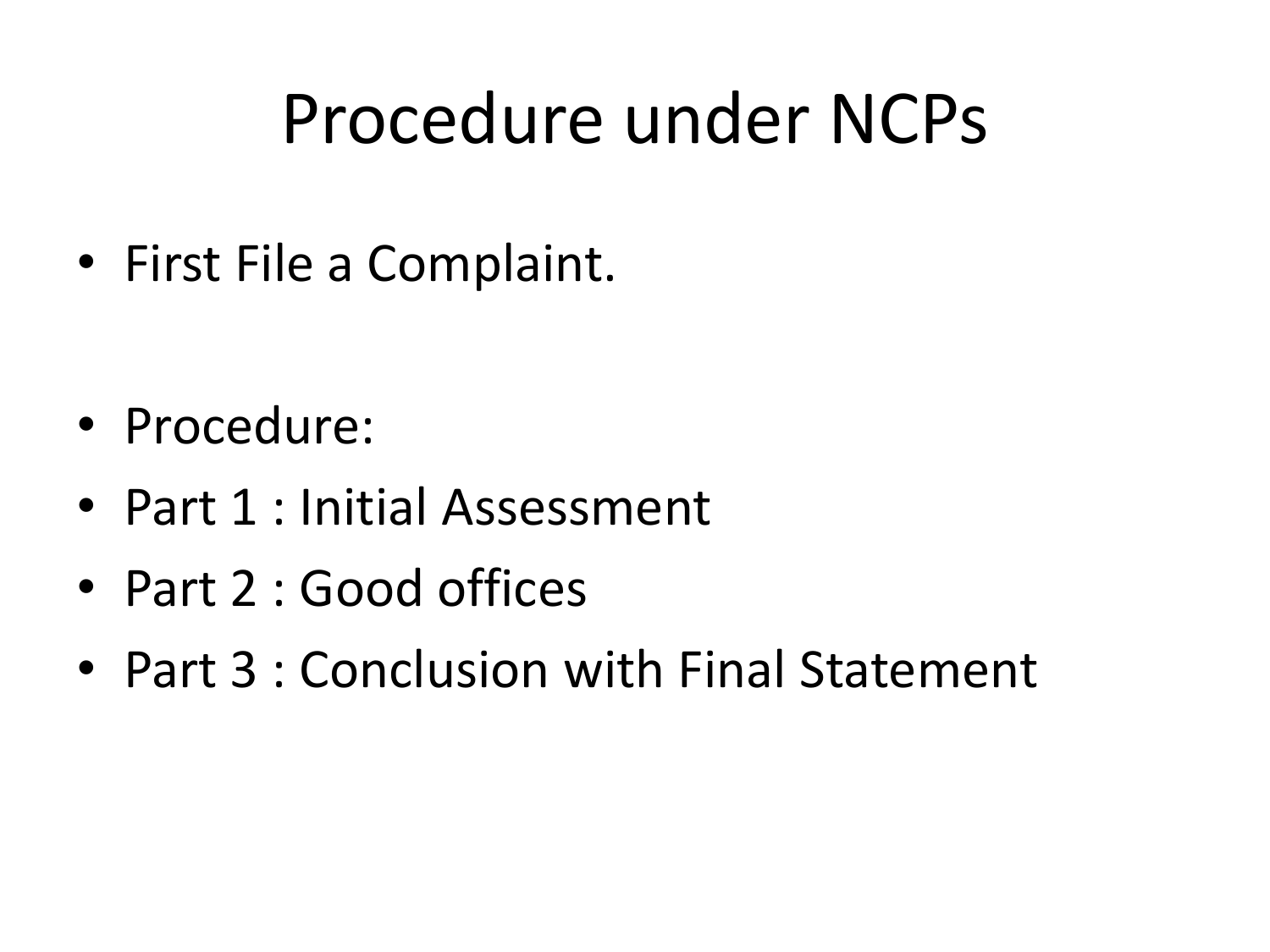# Procedure under NCPs

- First File a Complaint.

- Procedure:
- Part 1 : Initial Assessment
- Part 2 : Good offices
- Part 3 : Conclusion with Final Statement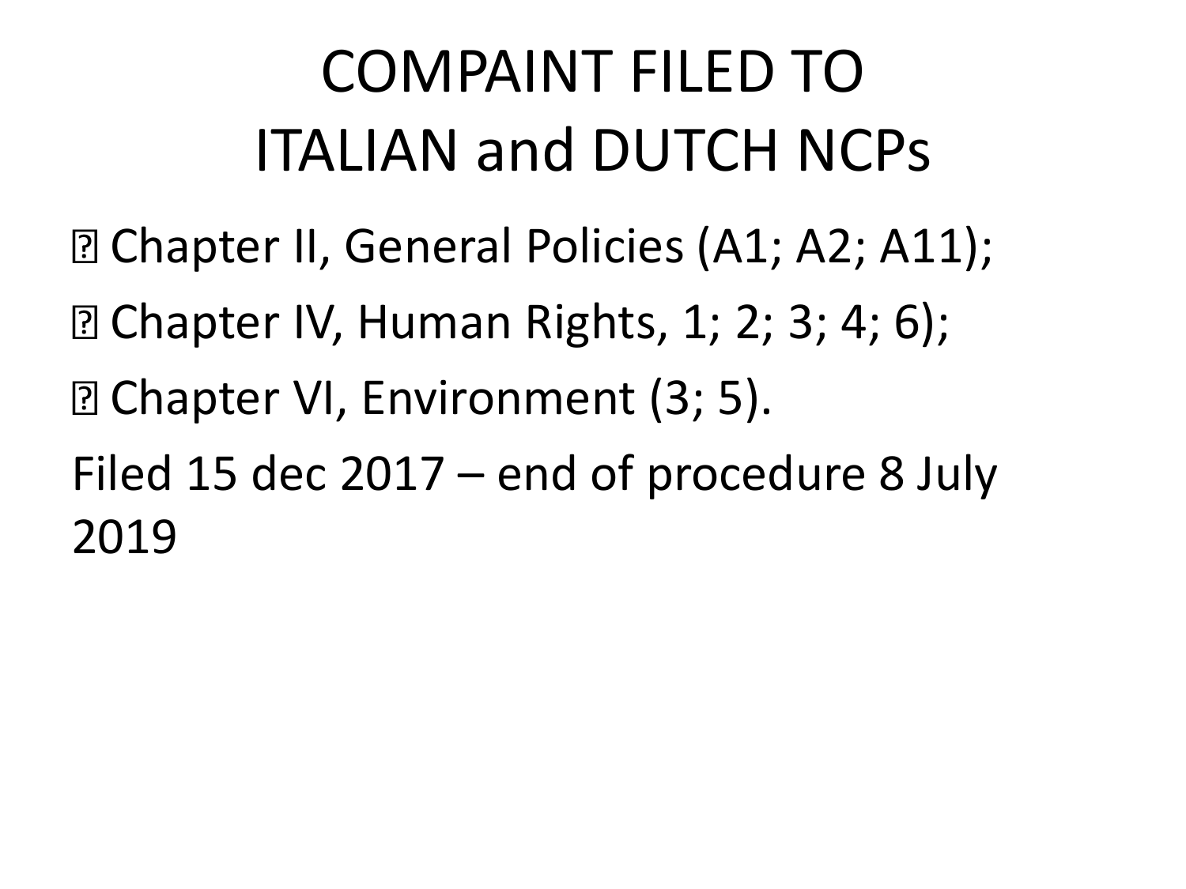# COMPAINT FILED TO ITALIAN and DUTCH NCPs

- Chapter II, General Policies (A1; A2; A11);
- Chapter IV, Human Rights, 1; 2; 3; 4; 6);
- Chapter VI, Environment (3; 5).

Filed 15 dec 2017 – end of procedure 8 July 2019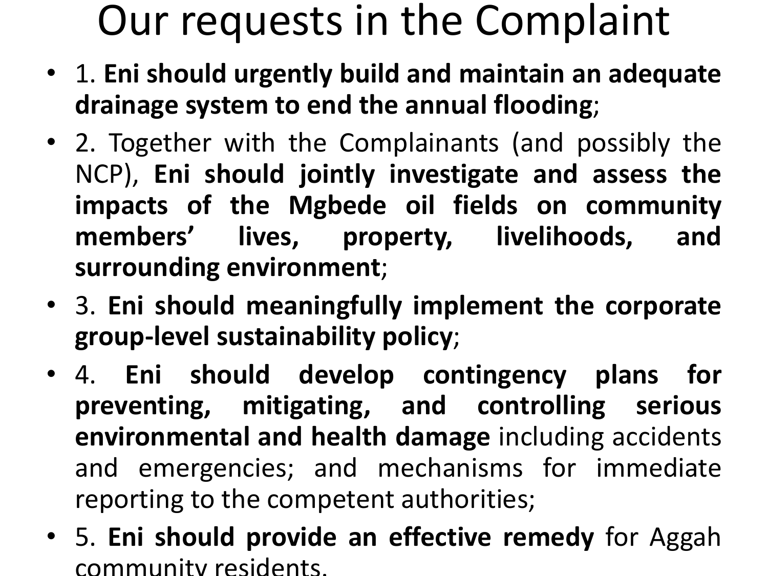# Our requests in the Complaint

- 1. **Eni should urgently build and maintain an adequate drainage system to end the annual flooding**;
- 2. Together with the Complainants (and possibly the NCP), **Eni should jointly investigate and assess the impacts of the Mgbede oil fields on community members' lives, property, livelihoods, and surrounding environment**;
- 3. **Eni should meaningfully implement the corporate group-level sustainability policy**;
- 4. **Eni should develop contingency plans for preventing, mitigating, and controlling serious environmental and health damage** including accidents and emergencies; and mechanisms for immediate reporting to the competent authorities;
- 5. **Eni should provide an effective remedy** for Aggah community residents.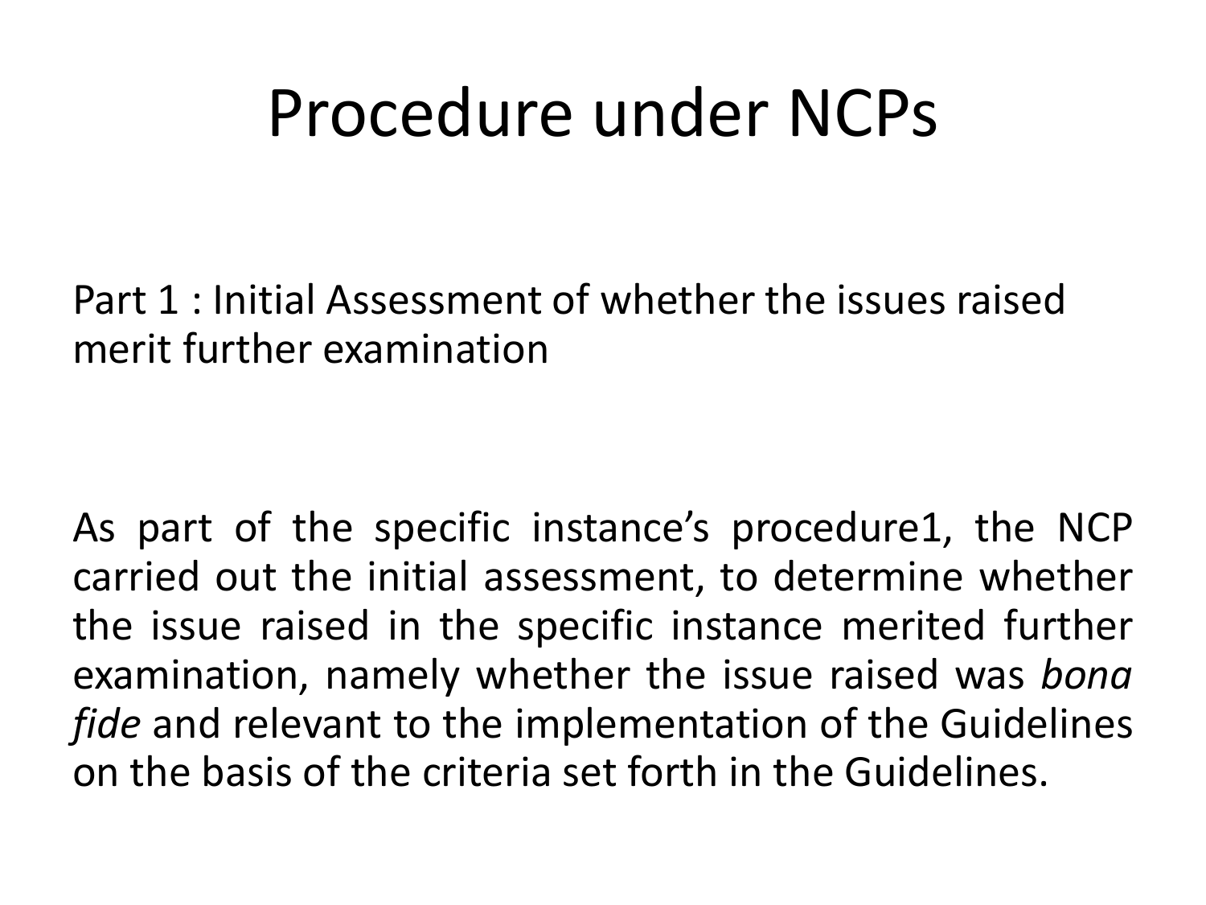# Procedure under NCPs

Part 1 : Initial Assessment of whether the issues raised merit further examination

As part of the specific instance's procedure1, the NCP carried out the initial assessment, to determine whether the issue raised in the specific instance merited further examination, namely whether the issue raised was *bona fide* and relevant to the implementation of the Guidelines on the basis of the criteria set forth in the Guidelines.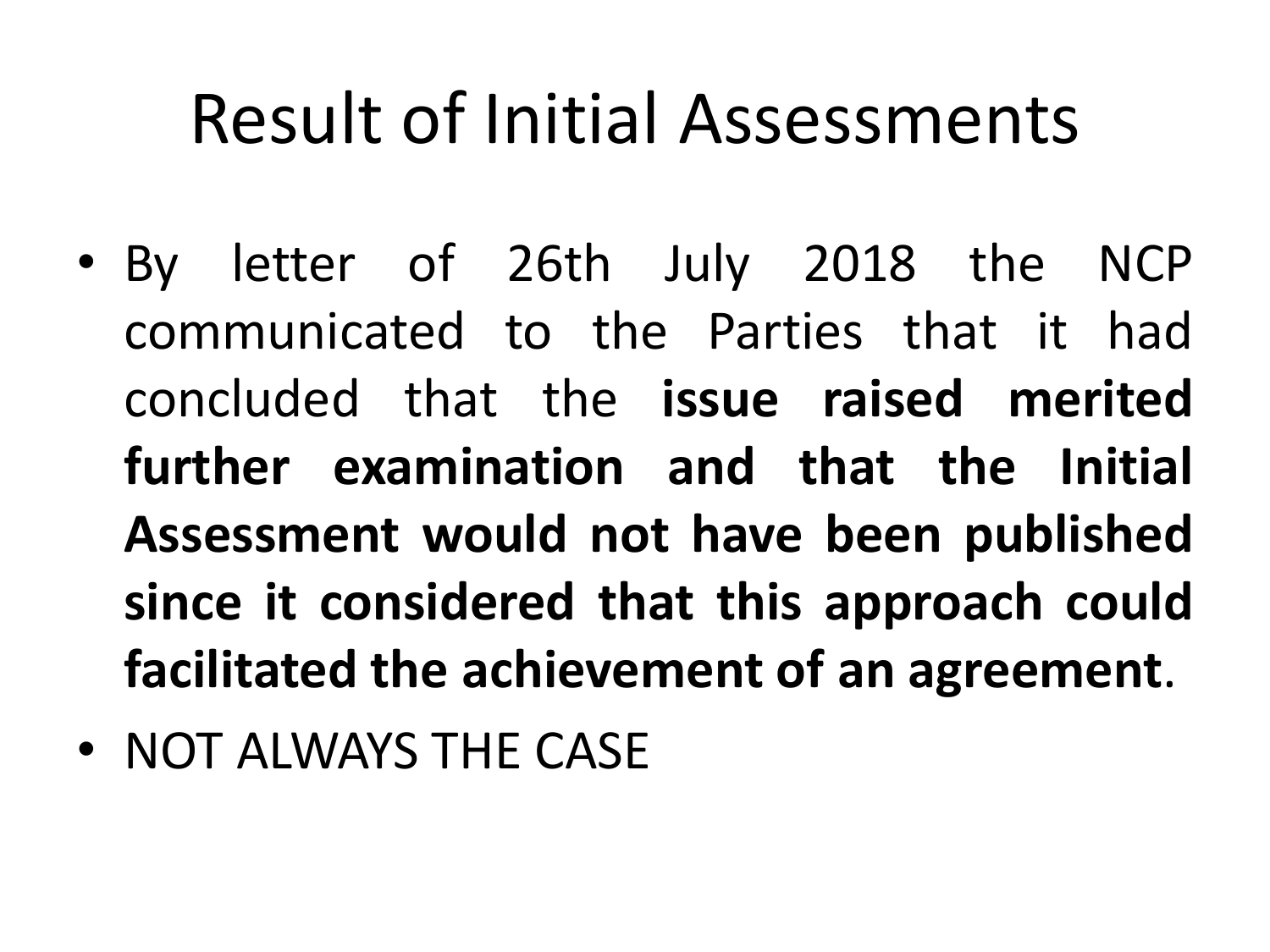# Result of Initial Assessments

- By letter of 26th July 2018 the NCP communicated to the Parties that it had concluded that the **issue raised merited further examination and that the Initial Assessment would not have been published since it considered that this approach could facilitated the achievement of an agreement**.
- NOT ALWAYS THE CASE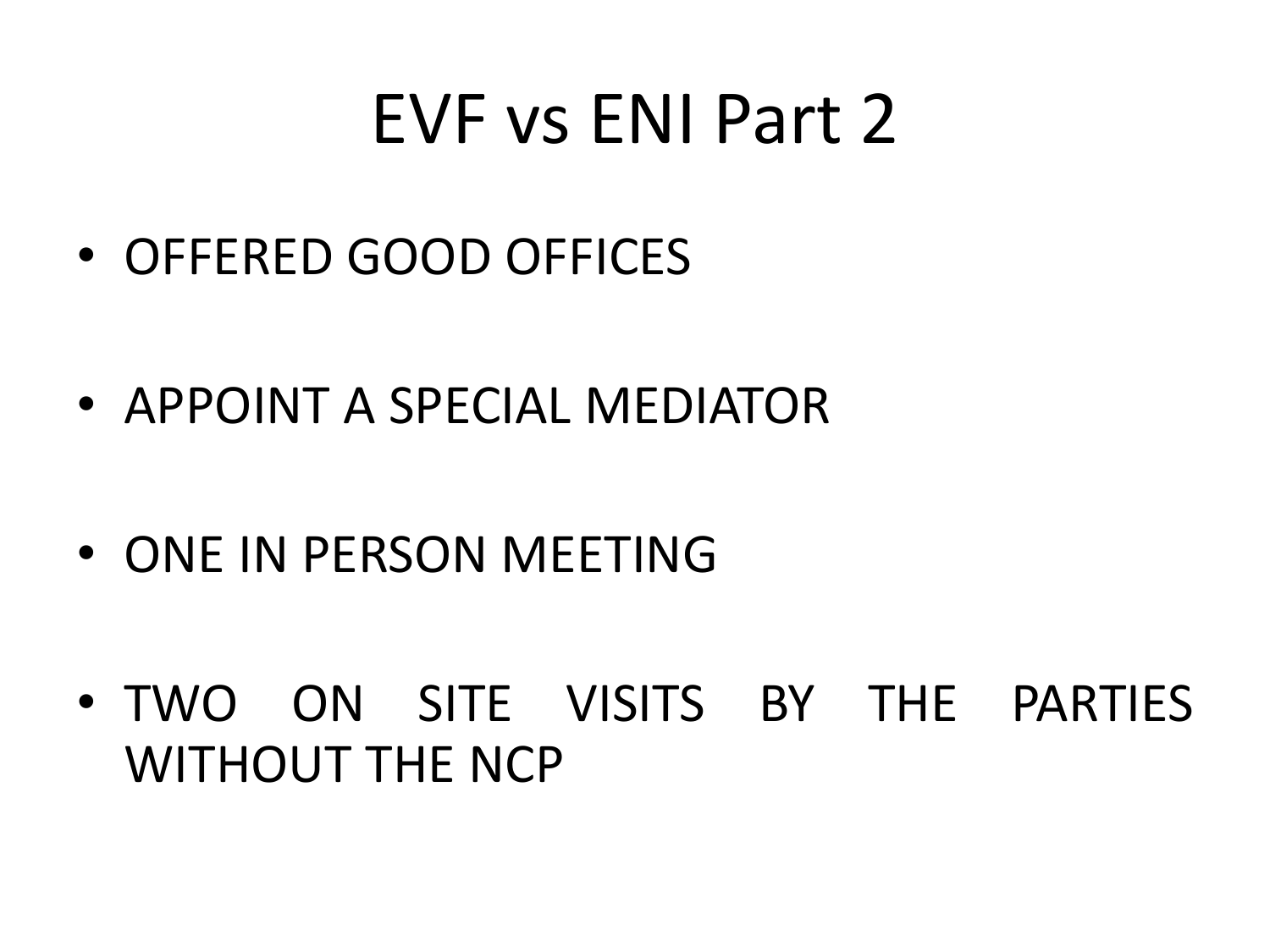# EVF vs ENI Part 2

- OFFERED GOOD OFFICES
- APPOINT A SPECIAL MEDIATOR
- ONE IN PERSON MEETING
- TWO ON SITE VISITS BY THE PARTIES WITHOUT THE NCP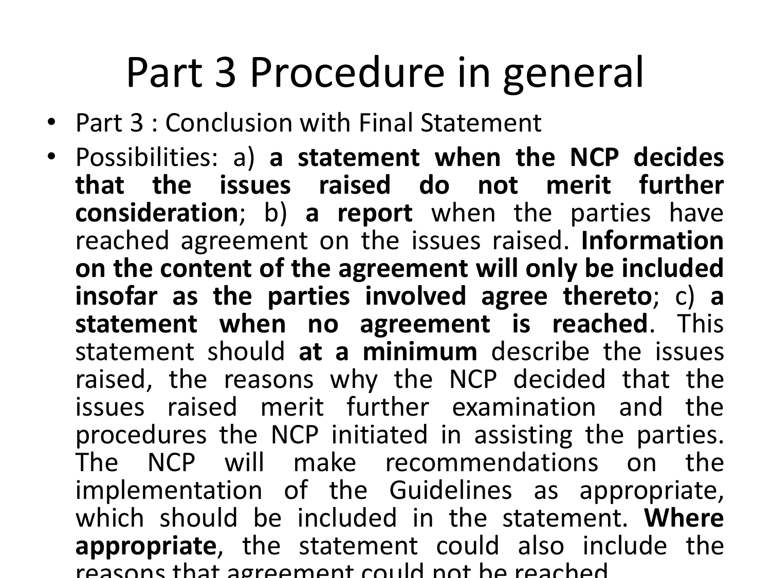# Part 3 Procedure in general

- Part 3 : Conclusion with Final Statement
- Possibilities: a) **a statement when the NCP decides that the issues raised do not merit further consideration**; b) **a report** when the parties have reached agreement on the issues raised. **Information on the content of the agreement will only be included insofar as the parties involved agree thereto**; c) **a statement when no agreement is reached**. This statement should **at a minimum** describe the issues raised, the reasons why the NCP decided that the issues raised merit further examination and the procedures the NCP initiated in assisting the parties. The NCP will make recommendations on the implementation of the Guidelines as appropriate, which should be included in the statement. **Where appropriate**, the statement could also include the reasons that agreement could not be reached.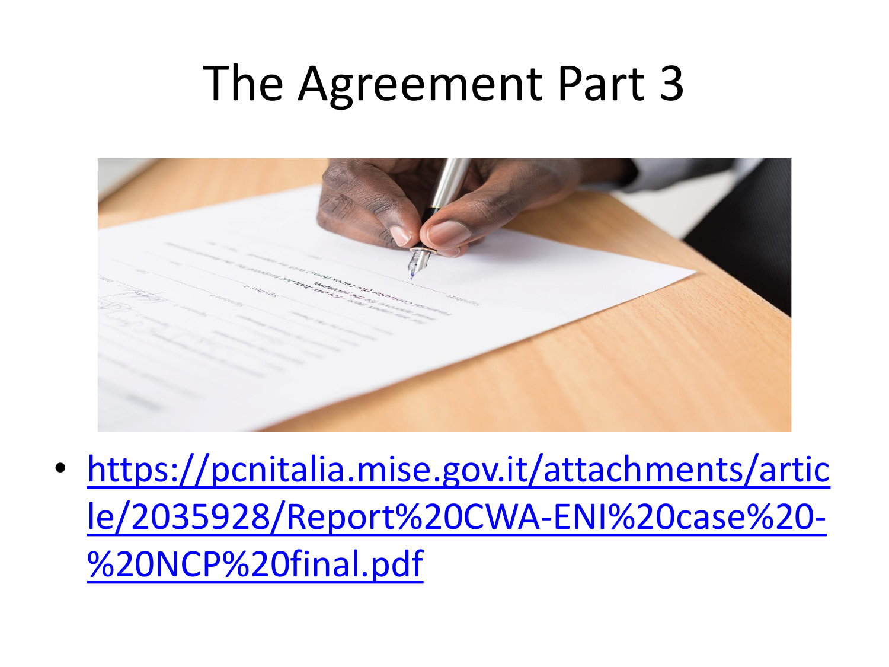# The Agreement Part 3

- [https://pcnitalia.mise.gov.it/attachments/article/2035928/Report%20CWA-ENI%20case%20-%20NCP%20final.pdf](https://pcnitalia.mise.gov.it/attachments/article/2035928/Report%20CWA-ENI%20case%20-%20NCP%20final.pdf)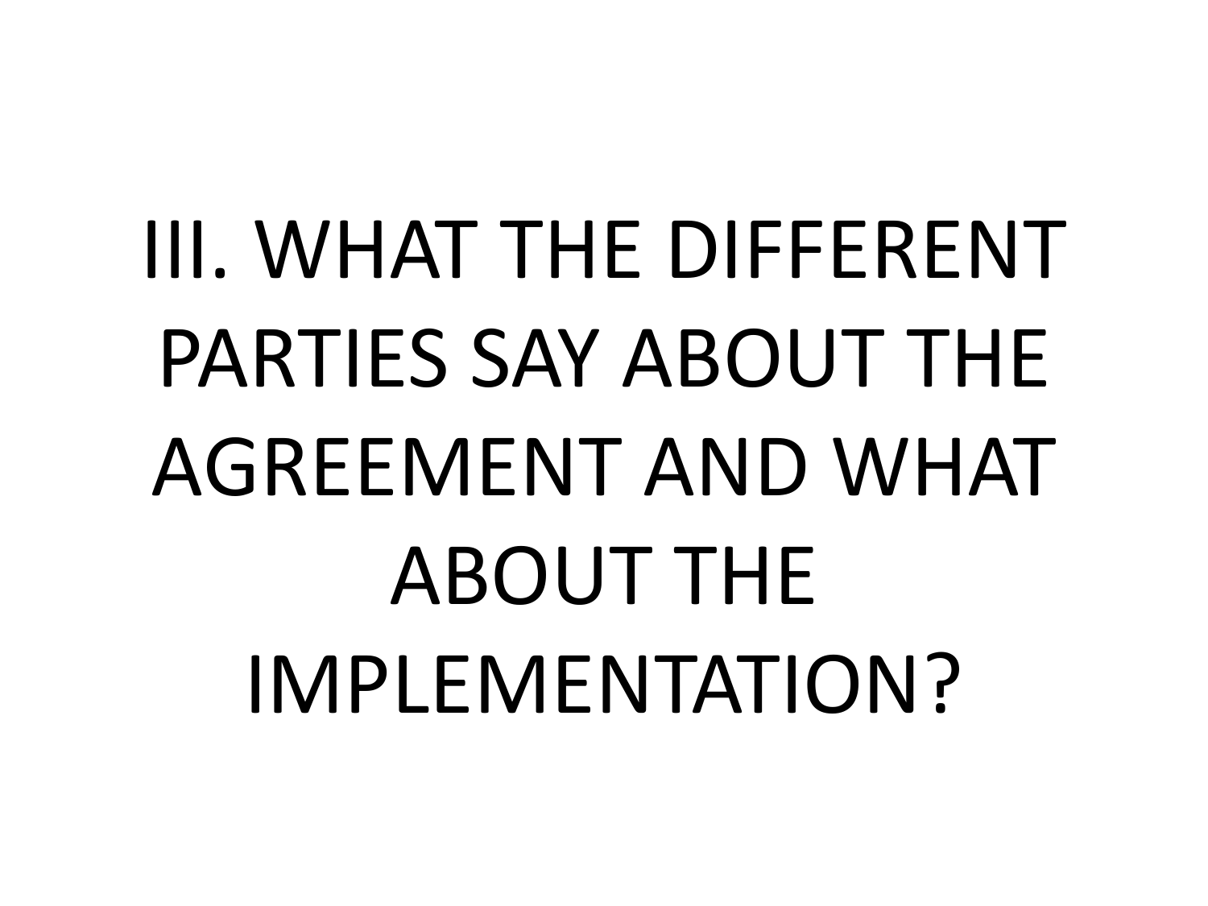# III. WHAT THE DIFFERENT PARTIES SAY ABOUT THE AGREEMENT AND WHAT ABOUT THE IMPLEMENTATION?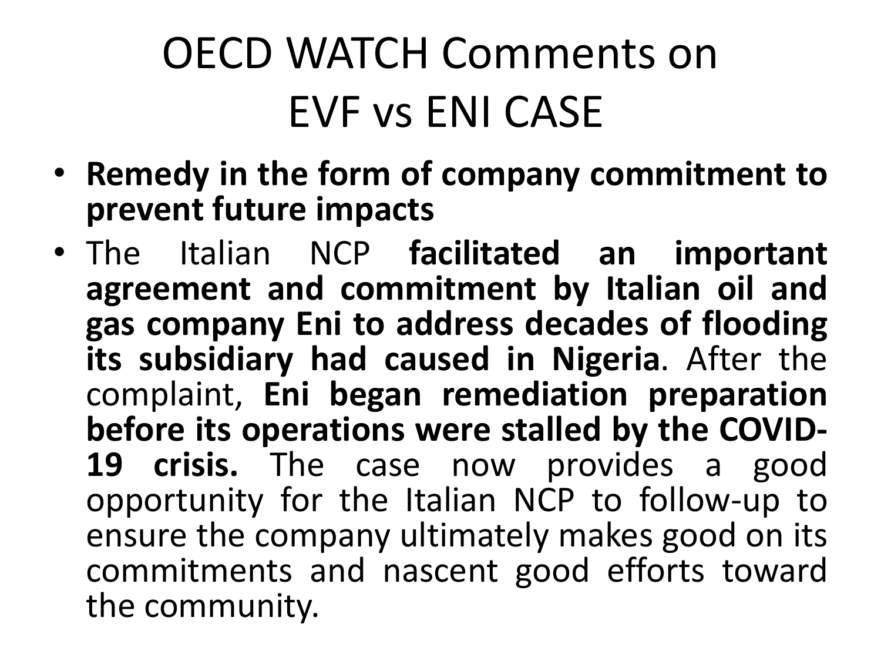# OECD WATCH Comments on EVF vs ENI CASE

- **Remedy in the form of company commitment to prevent future impacts**
- The Italian NCP **facilitated an important agreement and commitment by Italian oil and gas company Eni to address decades of flooding its subsidiary had caused in Nigeria**. After the complaint, **Eni began remediation preparation before its operations were stalled by the COVID-19 crisis.** The case now provides a good opportunity for the Italian NCP to follow-up to ensure the company ultimately makes good on its commitments and nascent good efforts toward the community.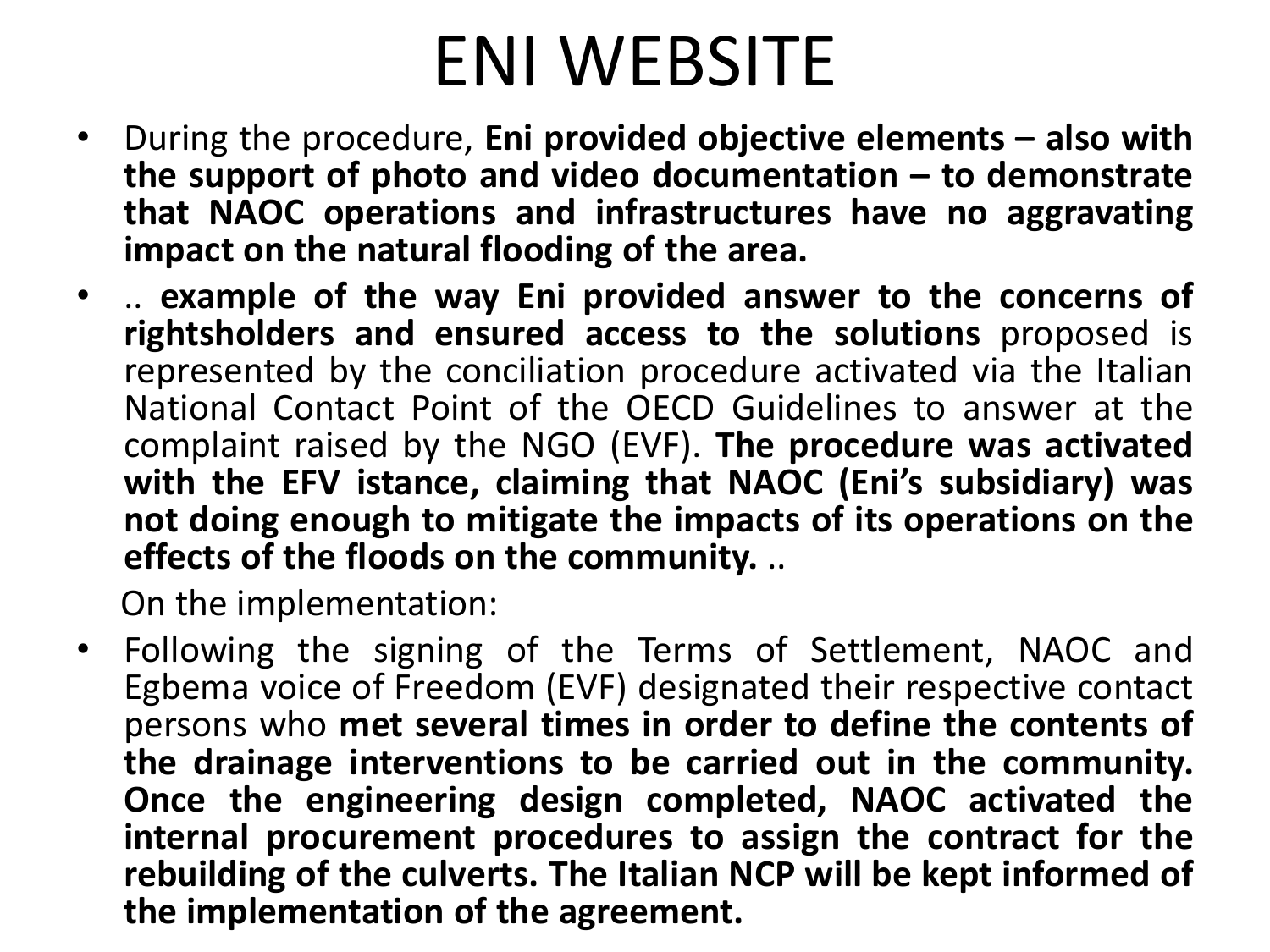# ENI WEBSITE

- During the procedure, **Eni provided objective elements – also with the support of photo and video documentation – to demonstrate that NAOC operations and infrastructures have no aggravating impact on the natural flooding of the area.**
- .. **example of the way Eni provided answer to the concerns of rightsholders and ensured access to the solutions** proposed is represented by the conciliation procedure activated via the Italian National Contact Point of the OECD Guidelines to answer at the complaint raised by the NGO (EVF). **The procedure was activated with the EFV istance, claiming that NAOC (Eni's subsidiary) was not doing enough to mitigate the impacts of its operations on the effects of the floods on the community.** ..

  On the implementation:

- Following the signing of the Terms of Settlement, NAOC and Egbema voice of Freedom (EVF) designated their respective contact persons who **met several times in order to define the contents of the drainage interventions to be carried out in the community. Once the engineering design completed, NAOC activated the internal procurement procedures to assign the contract for the rebuilding of the culverts. The Italian NCP will be kept informed of the implementation of the agreement.**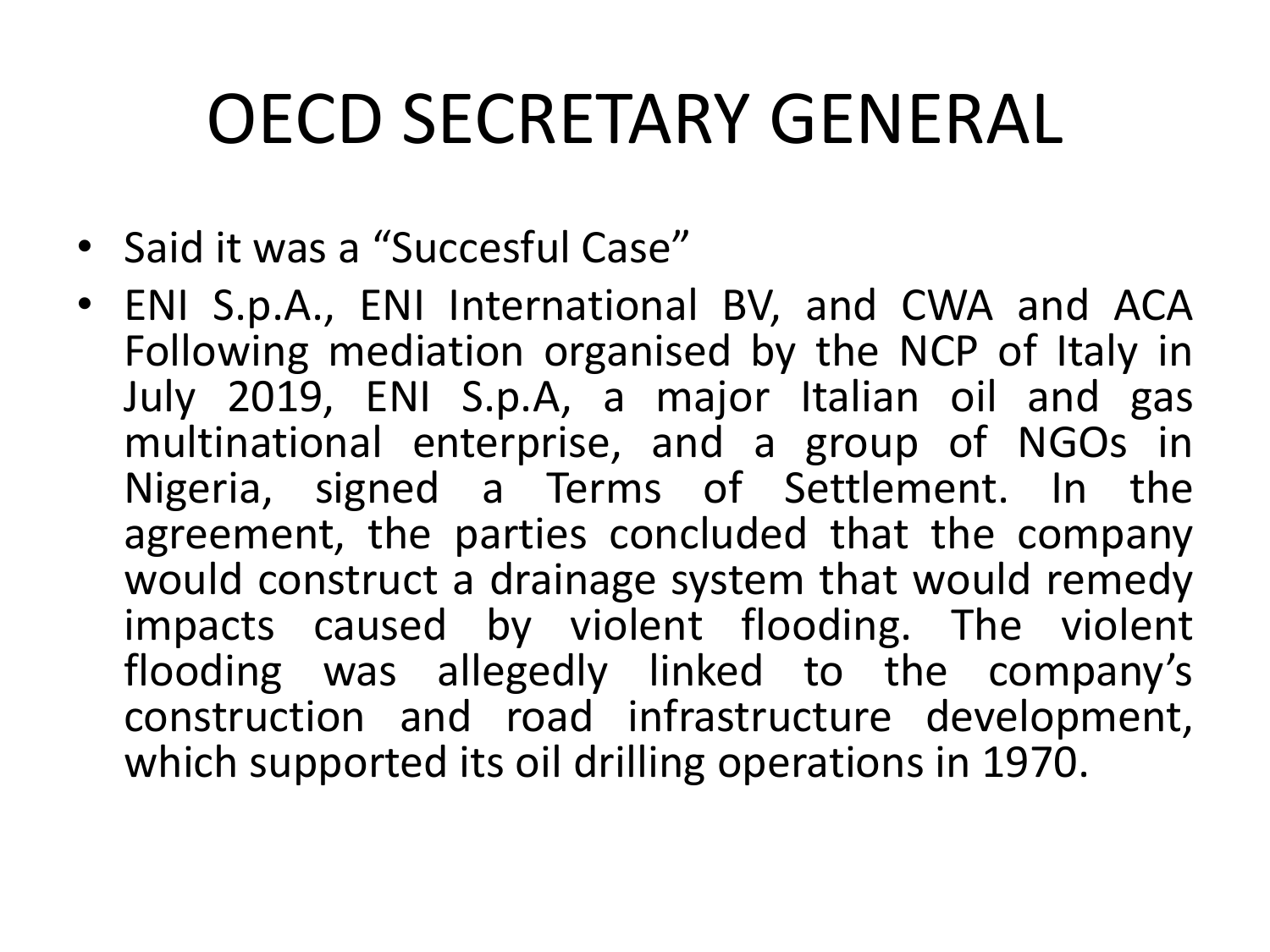# OECD SECRETARY GENERAL

- Said it was a “Succesful Case”
- ENI S.p.A., ENI International BV, and CWA and ACA Following mediation organised by the NCP of Italy in July 2019, ENI S.p.A, a major Italian oil and gas multinational enterprise, and a group of NGOs in Nigeria, signed a Terms of Settlement. In the agreement, the parties concluded that the company would construct a drainage system that would remedy impacts caused by violent flooding. The violent flooding was allegedly linked to the company’s construction and road infrastructure development, which supported its oil drilling operations in 1970.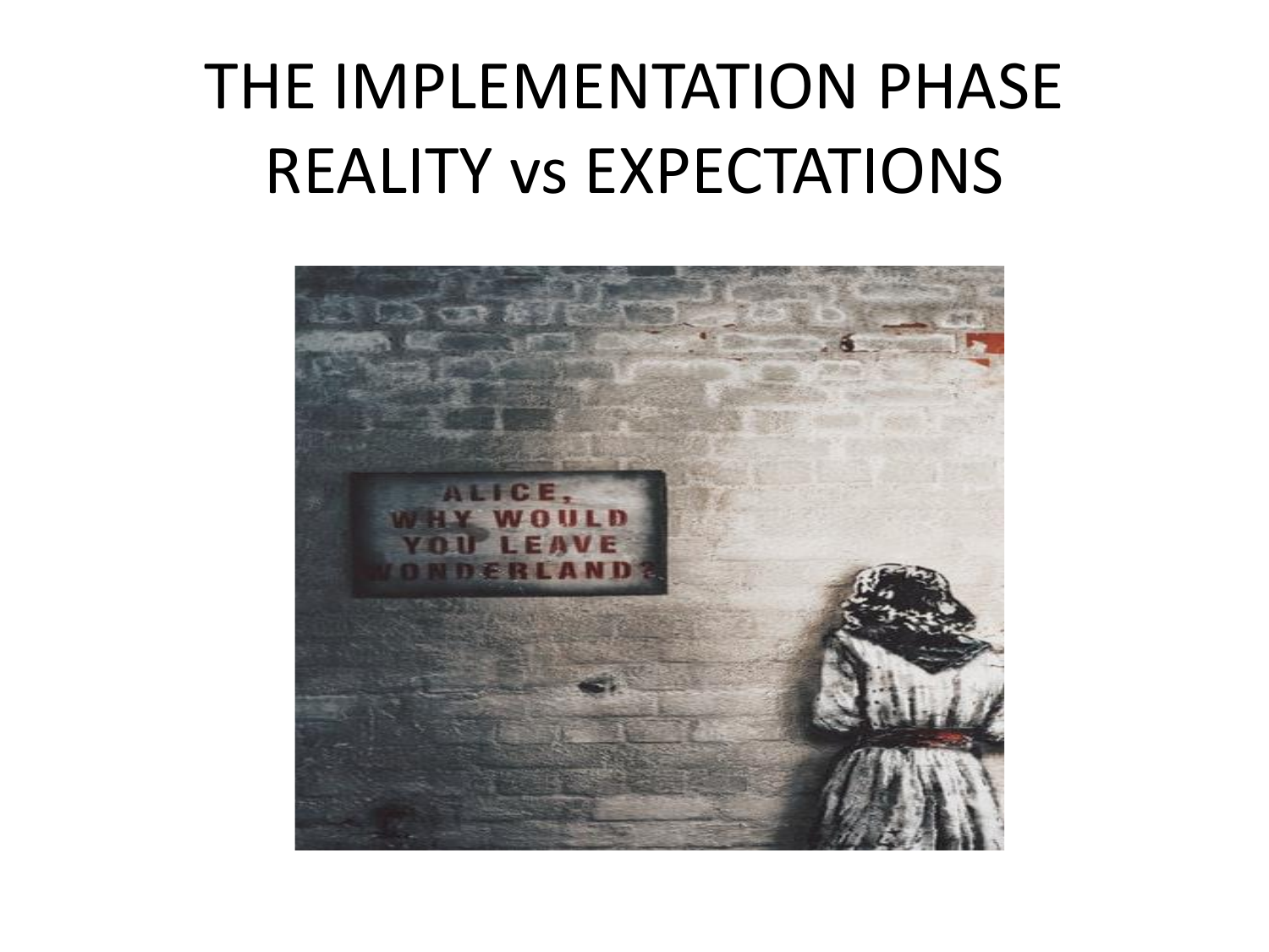# THE IMPLEMENTATION PHASE
# REALITY vs EXPECTATIONS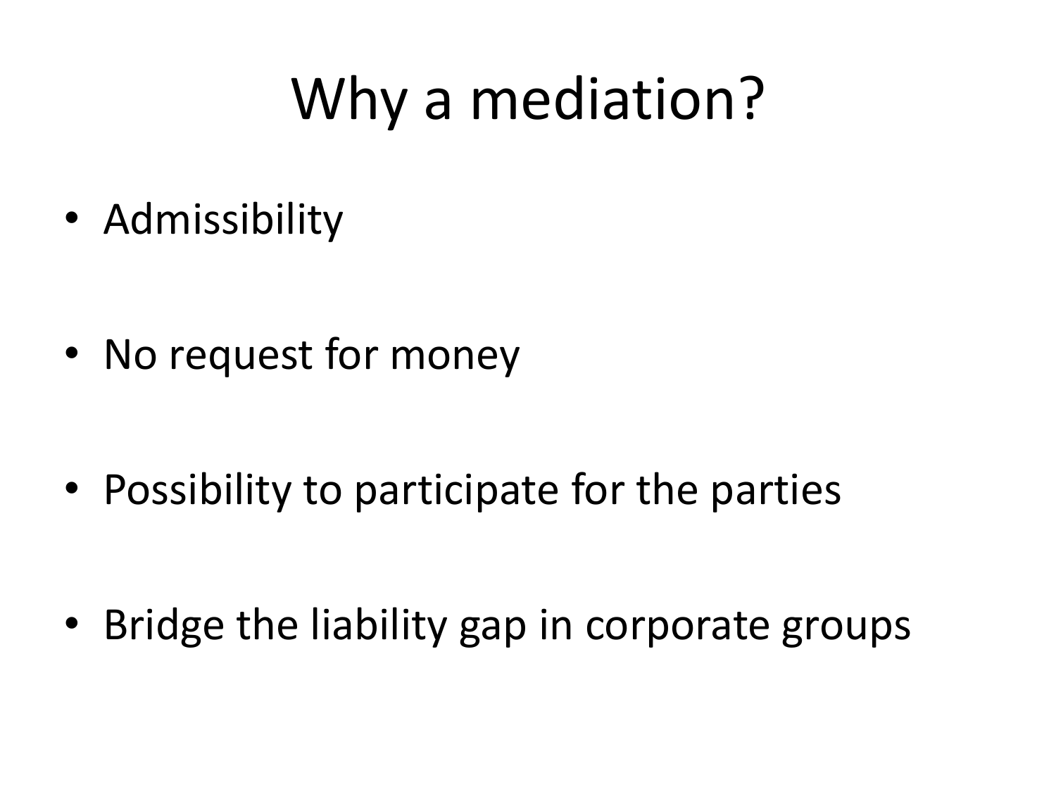# Why a mediation?

- Admissibility
- No request for money
- Possibility to participate for the parties
- Bridge the liability gap in corporate groups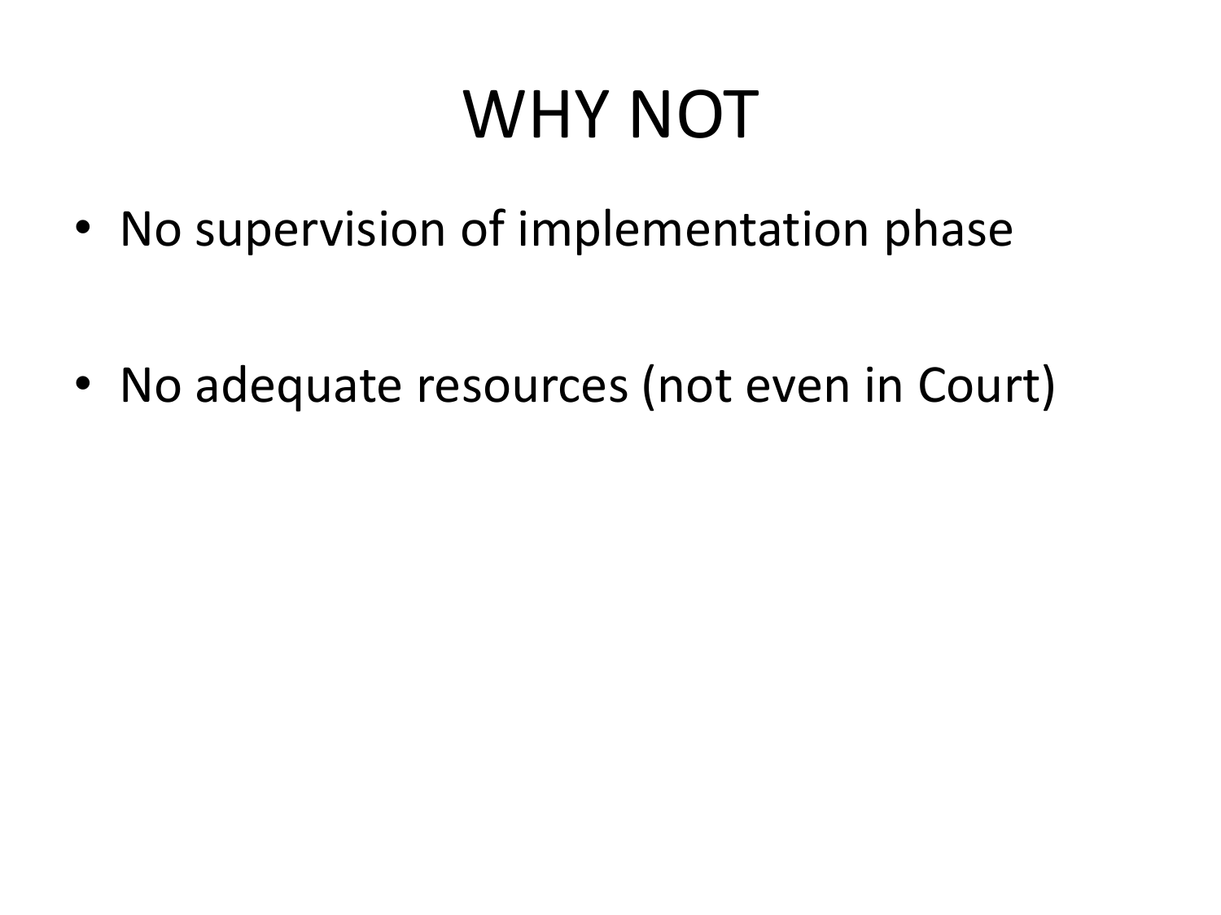# WHY NOT

- No supervision of implementation phase
- No adequate resources (not even in Court)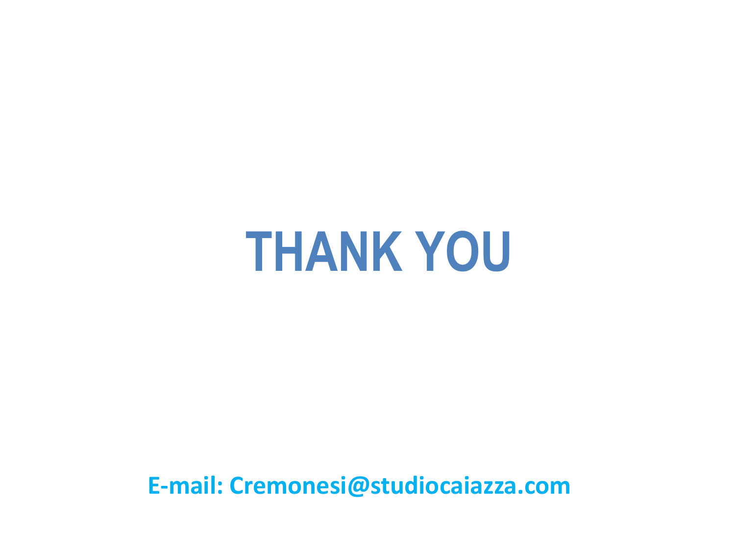# THANK YOU

**E-mail: Cremonesi@studiocaiazza.com**